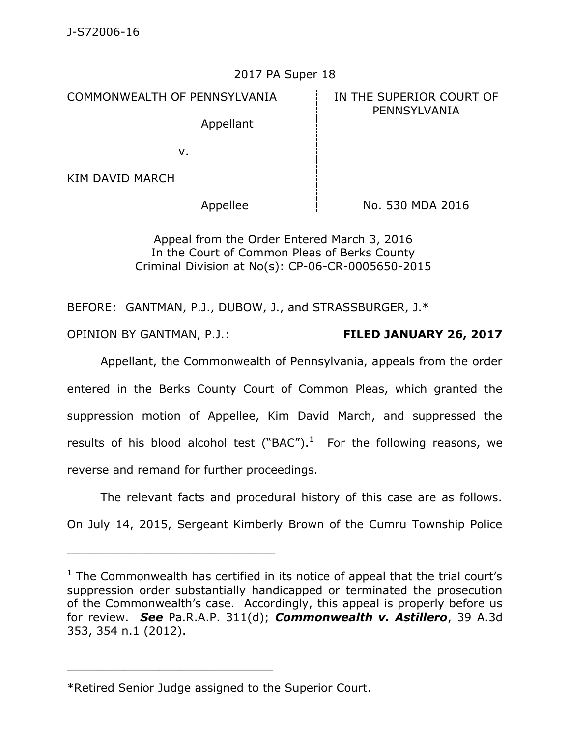J-S72006-16

2017 PA Super 18

| COMMONWEALTH OF PENNSYLVANIA | IN THE SUPERIOR COURT OF PENNSYLVANIA |
|---|---|
| Appellant | |
| v. | |
| KIM DAVID MARCH | |
| Appellee | No. 530 MDA 2016 |

Appeal from the Order Entered March 3, 2016
In the Court of Common Pleas of Berks County
Criminal Division at No(s): CP-06-CR-0005650-2015

BEFORE: GANTMAN, P.J., DUBOW, J., and STRASSBURGER, J.*

OPINION BY GANTMAN, P.J.: **FILED JANUARY 26, 2017**

Appellant, the Commonwealth of Pennsylvania, appeals from the order entered in the Berks County Court of Common Pleas, which granted the suppression motion of Appellee, Kim David March, and suppressed the results of his blood alcohol test ("BAC").[1] For the following reasons, we reverse and remand for further proceedings.

The relevant facts and procedural history of this case are as follows. On July 14, 2015, Sergeant Kimberly Brown of the Cumru Township Police

---

[1] The Commonwealth has certified in its notice of appeal that the trial court's suppression order substantially handicapped or terminated the prosecution of the Commonwealth's case. Accordingly, this appeal is properly before us for review. ***See*** Pa.R.A.P. 311(d); ***Commonwealth v. Astillero***, 39 A.3d 353, 354 n.1 (2012).

---

*Retired Senior Judge assigned to the Superior Court.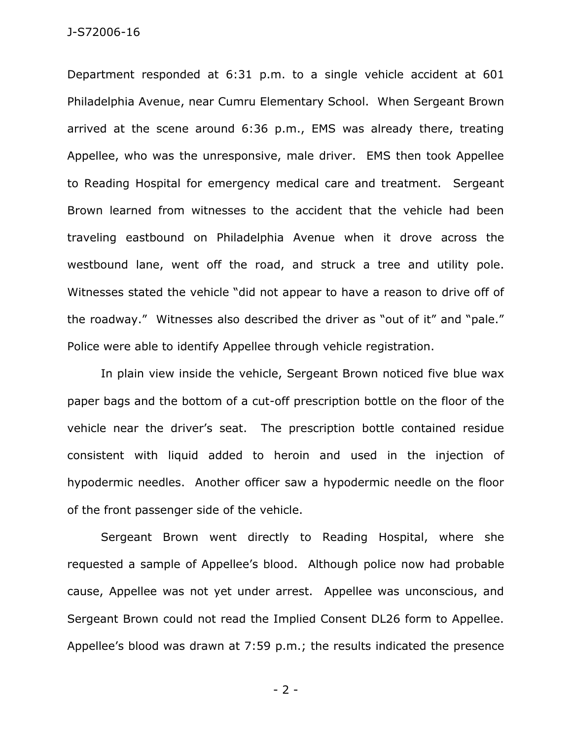Department responded at 6:31 p.m. to a single vehicle accident at 601 Philadelphia Avenue, near Cumru Elementary School. When Sergeant Brown arrived at the scene around 6:36 p.m., EMS was already there, treating Appellee, who was the unresponsive, male driver. EMS then took Appellee to Reading Hospital for emergency medical care and treatment. Sergeant Brown learned from witnesses to the accident that the vehicle had been traveling eastbound on Philadelphia Avenue when it drove across the westbound lane, went off the road, and struck a tree and utility pole. Witnesses stated the vehicle "did not appear to have a reason to drive off of the roadway." Witnesses also described the driver as "out of it" and "pale." Police were able to identify Appellee through vehicle registration.

In plain view inside the vehicle, Sergeant Brown noticed five blue wax paper bags and the bottom of a cut-off prescription bottle on the floor of the vehicle near the driver's seat. The prescription bottle contained residue consistent with liquid added to heroin and used in the injection of hypodermic needles. Another officer saw a hypodermic needle on the floor of the front passenger side of the vehicle.

Sergeant Brown went directly to Reading Hospital, where she requested a sample of Appellee's blood. Although police now had probable cause, Appellee was not yet under arrest. Appellee was unconscious, and Sergeant Brown could not read the Implied Consent DL26 form to Appellee. Appellee's blood was drawn at 7:59 p.m.; the results indicated the presence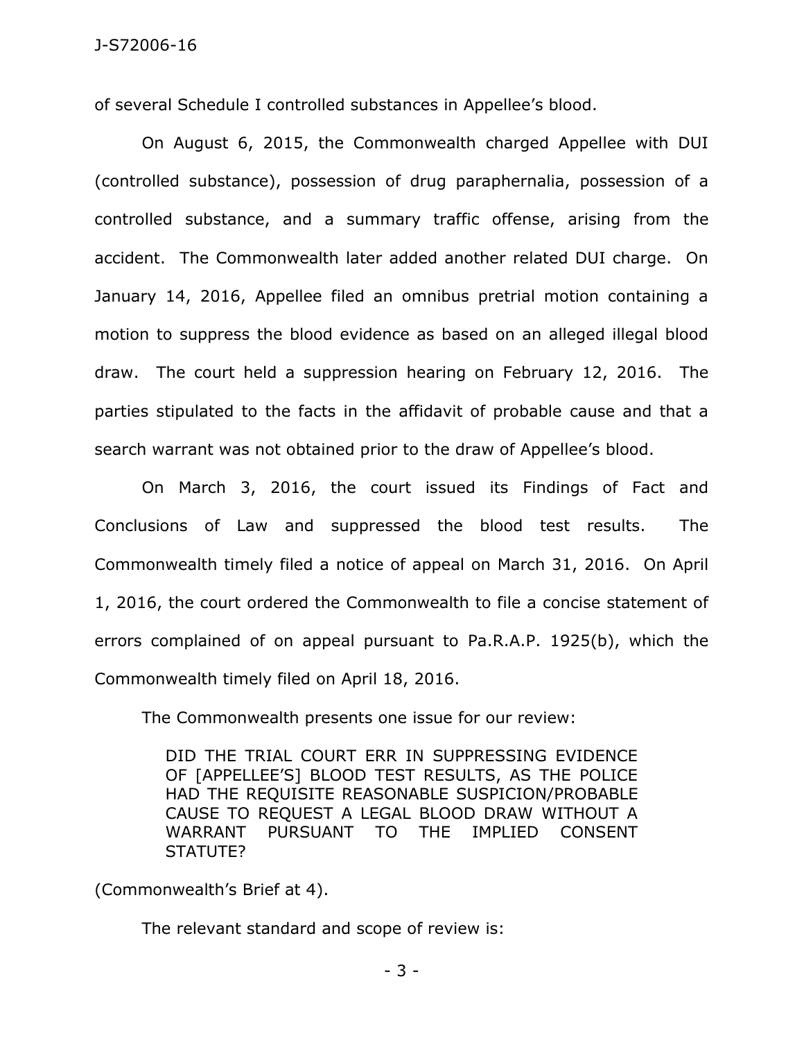of several Schedule I controlled substances in Appellee's blood.

On August 6, 2015, the Commonwealth charged Appellee with DUI (controlled substance), possession of drug paraphernalia, possession of a controlled substance, and a summary traffic offense, arising from the accident. The Commonwealth later added another related DUI charge. On January 14, 2016, Appellee filed an omnibus pretrial motion containing a motion to suppress the blood evidence as based on an alleged illegal blood draw. The court held a suppression hearing on February 12, 2016. The parties stipulated to the facts in the affidavit of probable cause and that a search warrant was not obtained prior to the draw of Appellee's blood.

On March 3, 2016, the court issued its Findings of Fact and Conclusions of Law and suppressed the blood test results. The Commonwealth timely filed a notice of appeal on March 31, 2016. On April 1, 2016, the court ordered the Commonwealth to file a concise statement of errors complained of on appeal pursuant to Pa.R.A.P. 1925(b), which the Commonwealth timely filed on April 18, 2016.

The Commonwealth presents one issue for our review:

> DID THE TRIAL COURT ERR IN SUPPRESSING EVIDENCE OF [APPELLEE'S] BLOOD TEST RESULTS, AS THE POLICE HAD THE REQUISITE REASONABLE SUSPICION/PROBABLE CAUSE TO REQUEST A LEGAL BLOOD DRAW WITHOUT A WARRANT PURSUANT TO THE IMPLIED CONSENT STATUTE?

(Commonwealth's Brief at 4).

The relevant standard and scope of review is: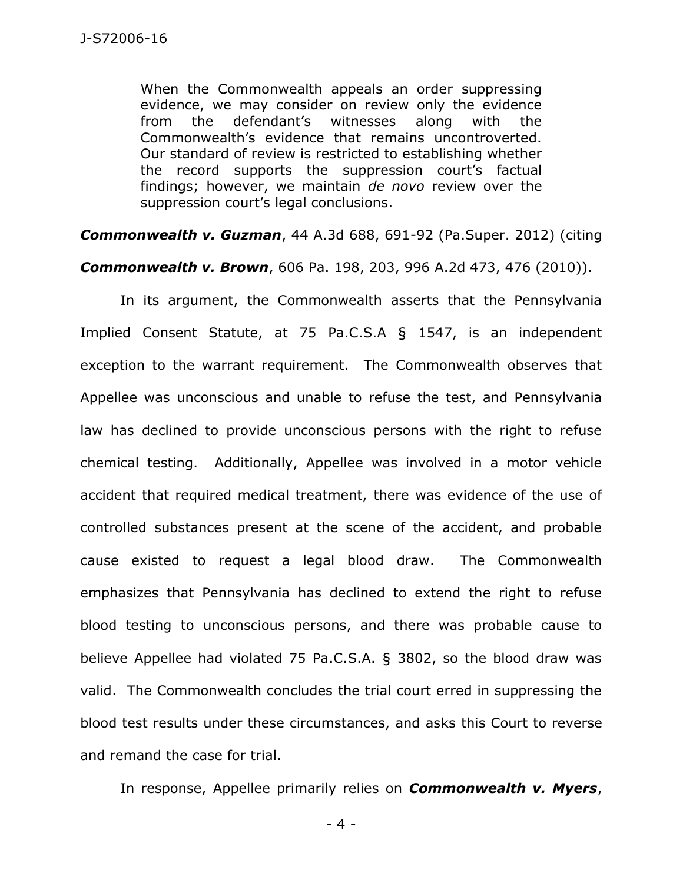> When the Commonwealth appeals an order suppressing evidence, we may consider on review only the evidence from the defendant's witnesses along with the Commonwealth's evidence that remains uncontroverted. Our standard of review is restricted to establishing whether the record supports the suppression court's factual findings; however, we maintain *de novo* review over the suppression court's legal conclusions.

***Commonwealth v. Guzman***, 44 A.3d 688, 691-92 (Pa.Super. 2012) (citing ***Commonwealth v. Brown***, 606 Pa. 198, 203, 996 A.2d 473, 476 (2010)).

In its argument, the Commonwealth asserts that the Pennsylvania Implied Consent Statute, at 75 Pa.C.S.A § 1547, is an independent exception to the warrant requirement. The Commonwealth observes that Appellee was unconscious and unable to refuse the test, and Pennsylvania law has declined to provide unconscious persons with the right to refuse chemical testing. Additionally, Appellee was involved in a motor vehicle accident that required medical treatment, there was evidence of the use of controlled substances present at the scene of the accident, and probable cause existed to request a legal blood draw. The Commonwealth emphasizes that Pennsylvania has declined to extend the right to refuse blood testing to unconscious persons, and there was probable cause to believe Appellee had violated 75 Pa.C.S.A. § 3802, so the blood draw was valid. The Commonwealth concludes the trial court erred in suppressing the blood test results under these circumstances, and asks this Court to reverse and remand the case for trial.

In response, Appellee primarily relies on ***Commonwealth v. Myers***,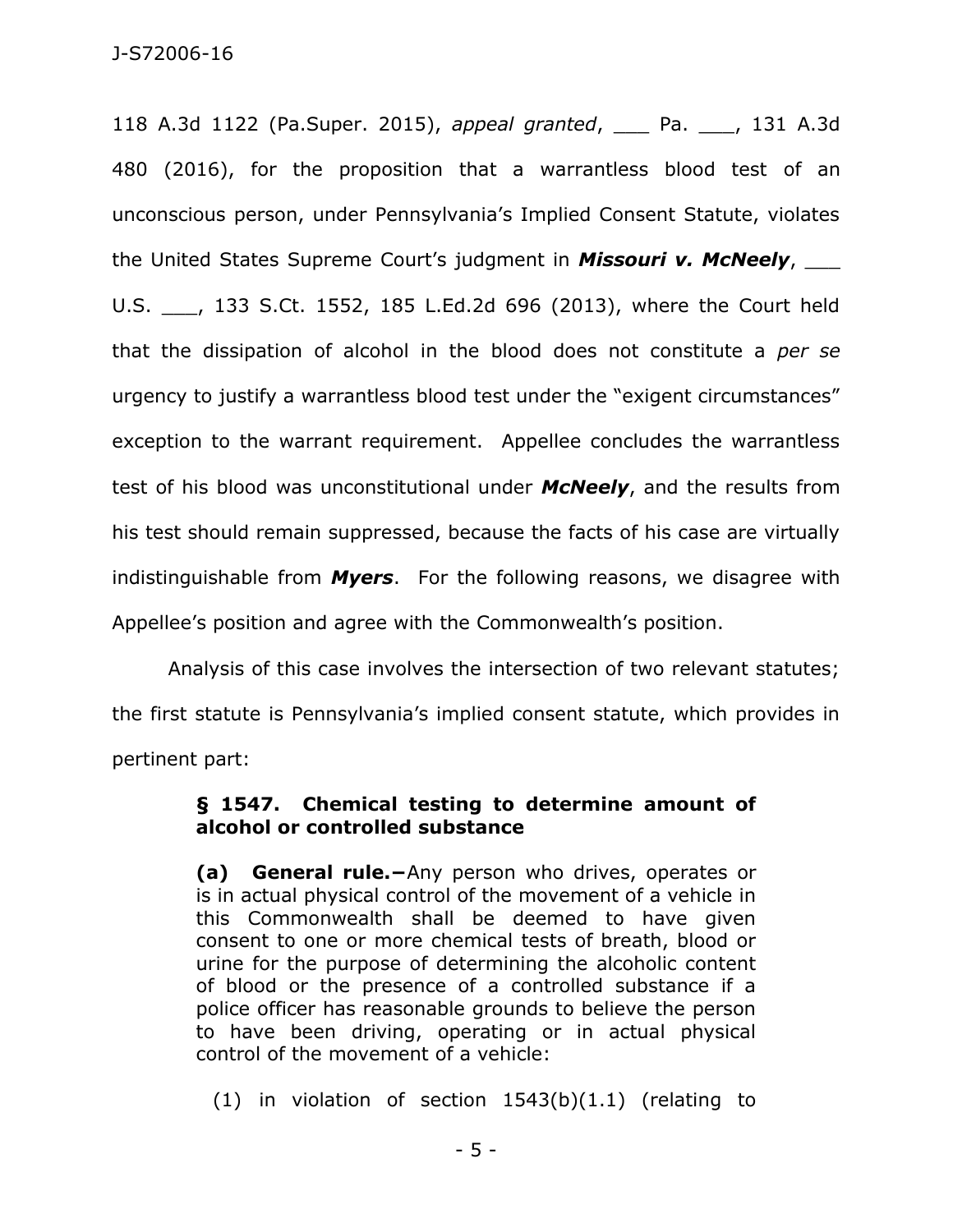118 A.3d 1122 (Pa.Super. 2015), *appeal granted*, ___ Pa. ___, 131 A.3d 480 (2016), for the proposition that a warrantless blood test of an unconscious person, under Pennsylvania's Implied Consent Statute, violates the United States Supreme Court's judgment in ***Missouri v. McNeely***, ___ U.S. ___, 133 S.Ct. 1552, 185 L.Ed.2d 696 (2013), where the Court held that the dissipation of alcohol in the blood does not constitute a *per se* urgency to justify a warrantless blood test under the "exigent circumstances" exception to the warrant requirement. Appellee concludes the warrantless test of his blood was unconstitutional under ***McNeely***, and the results from his test should remain suppressed, because the facts of his case are virtually indistinguishable from ***Myers***. For the following reasons, we disagree with Appellee's position and agree with the Commonwealth's position.

Analysis of this case involves the intersection of two relevant statutes; the first statute is Pennsylvania's implied consent statute, which provides in pertinent part:

> **§ 1547. Chemical testing to determine amount of alcohol or controlled substance**
>
> **(a) General rule.**—Any person who drives, operates or is in actual physical control of the movement of a vehicle in this Commonwealth shall be deemed to have given consent to one or more chemical tests of breath, blood or urine for the purpose of determining the alcoholic content of blood or the presence of a controlled substance if a police officer has reasonable grounds to believe the person to have been driving, operating or in actual physical control of the movement of a vehicle:
>
> (1) in violation of section 1543(b)(1.1) (relating to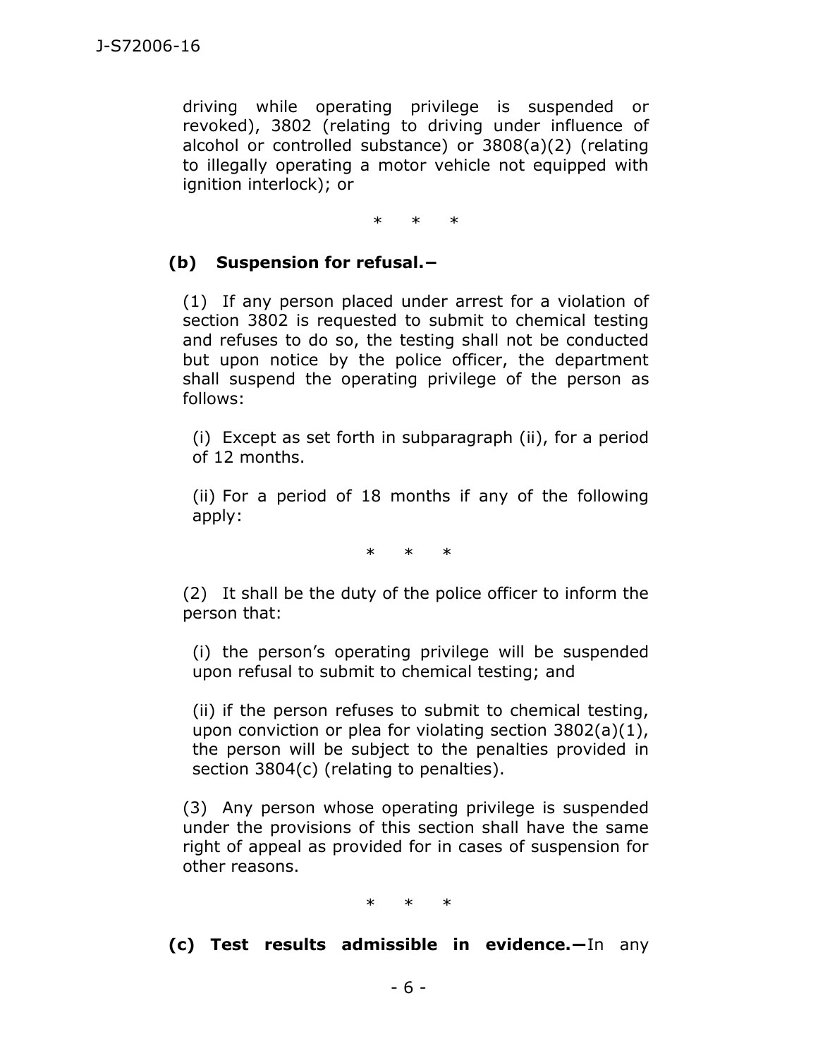driving while operating privilege is suspended or revoked), 3802 (relating to driving under influence of alcohol or controlled substance) or 3808(a)(2) (relating to illegally operating a motor vehicle not equipped with ignition interlock); or

\* \* \*

**(b) Suspension for refusal.–**

(1) If any person placed under arrest for a violation of section 3802 is requested to submit to chemical testing and refuses to do so, the testing shall not be conducted but upon notice by the police officer, the department shall suspend the operating privilege of the person as follows:

(i) Except as set forth in subparagraph (ii), for a period of 12 months.

(ii) For a period of 18 months if any of the following apply:

\* \* \*

(2) It shall be the duty of the police officer to inform the person that:

(i) the person's operating privilege will be suspended upon refusal to submit to chemical testing; and

(ii) if the person refuses to submit to chemical testing, upon conviction or plea for violating section 3802(a)(1), the person will be subject to the penalties provided in section 3804(c) (relating to penalties).

(3) Any person whose operating privilege is suspended under the provisions of this section shall have the same right of appeal as provided for in cases of suspension for other reasons.

\* \* \*

**(c) Test results admissible in evidence.—**In any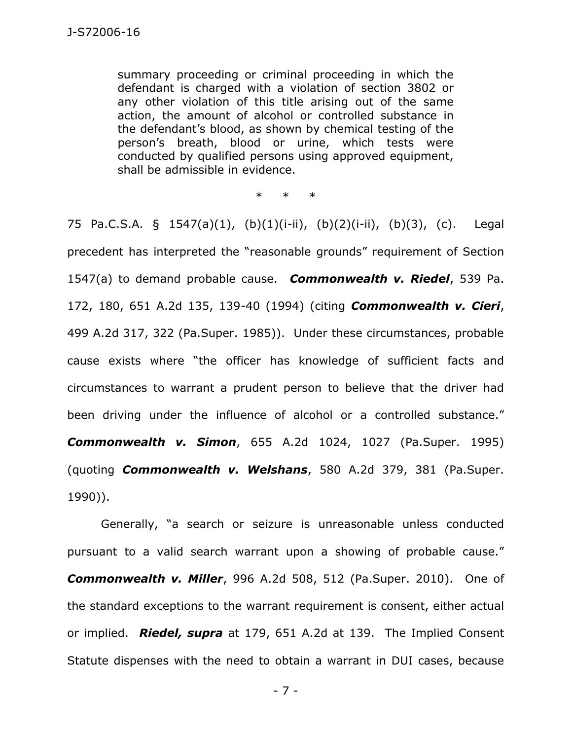> summary proceeding or criminal proceeding in which the defendant is charged with a violation of section 3802 or any other violation of this title arising out of the same action, the amount of alcohol or controlled substance in the defendant's blood, as shown by chemical testing of the person's breath, blood or urine, which tests were conducted by qualified persons using approved equipment, shall be admissible in evidence.

\* \* \*

75 Pa.C.S.A. § 1547(a)(1), (b)(1)(i-ii), (b)(2)(i-ii), (b)(3), (c). Legal precedent has interpreted the "reasonable grounds" requirement of Section 1547(a) to demand probable cause. ***Commonwealth v. Riedel***, 539 Pa. 172, 180, 651 A.2d 135, 139-40 (1994) (citing ***Commonwealth v. Cieri***, 499 A.2d 317, 322 (Pa.Super. 1985)). Under these circumstances, probable cause exists where "the officer has knowledge of sufficient facts and circumstances to warrant a prudent person to believe that the driver had been driving under the influence of alcohol or a controlled substance." ***Commonwealth v. Simon***, 655 A.2d 1024, 1027 (Pa.Super. 1995) (quoting ***Commonwealth v. Welshans***, 580 A.2d 379, 381 (Pa.Super. 1990)).

Generally, "a search or seizure is unreasonable unless conducted pursuant to a valid search warrant upon a showing of probable cause." ***Commonwealth v. Miller***, 996 A.2d 508, 512 (Pa.Super. 2010). One of the standard exceptions to the warrant requirement is consent, either actual or implied. ***Riedel, supra*** at 179, 651 A.2d at 139. The Implied Consent Statute dispenses with the need to obtain a warrant in DUI cases, because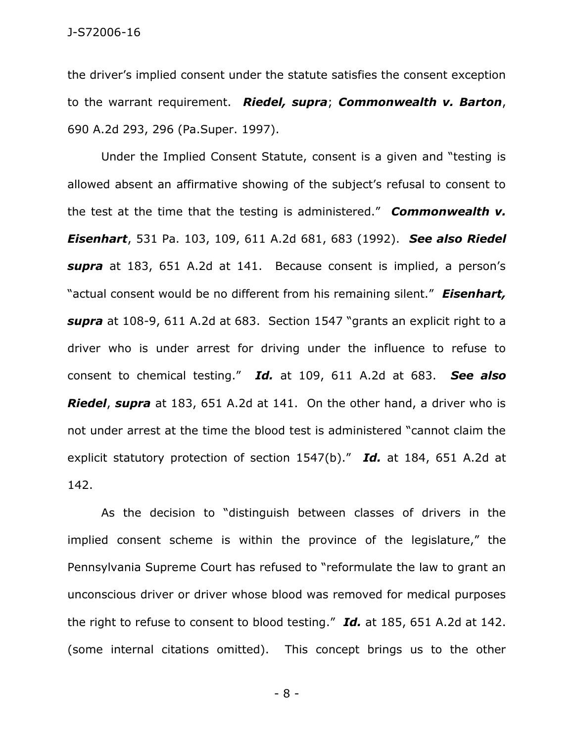the driver's implied consent under the statute satisfies the consent exception to the warrant requirement. ***Riedel, supra***; ***Commonwealth v. Barton***, 690 A.2d 293, 296 (Pa.Super. 1997).

Under the Implied Consent Statute, consent is a given and "testing is allowed absent an affirmative showing of the subject's refusal to consent to the test at the time that the testing is administered." ***Commonwealth v. Eisenhart***, 531 Pa. 103, 109, 611 A.2d 681, 683 (1992). ***See also Riedel supra*** at 183, 651 A.2d at 141. Because consent is implied, a person's "actual consent would be no different from his remaining silent." ***Eisenhart, supra*** at 108-9, 611 A.2d at 683. Section 1547 "grants an explicit right to a driver who is under arrest for driving under the influence to refuse to consent to chemical testing." ***Id.*** at 109, 611 A.2d at 683. ***See also Riedel***, ***supra*** at 183, 651 A.2d at 141. On the other hand, a driver who is not under arrest at the time the blood test is administered "cannot claim the explicit statutory protection of section 1547(b)." ***Id.*** at 184, 651 A.2d at 142.

As the decision to "distinguish between classes of drivers in the implied consent scheme is within the province of the legislature," the Pennsylvania Supreme Court has refused to "reformulate the law to grant an unconscious driver or driver whose blood was removed for medical purposes the right to refuse to consent to blood testing." ***Id.*** at 185, 651 A.2d at 142. (some internal citations omitted). This concept brings us to the other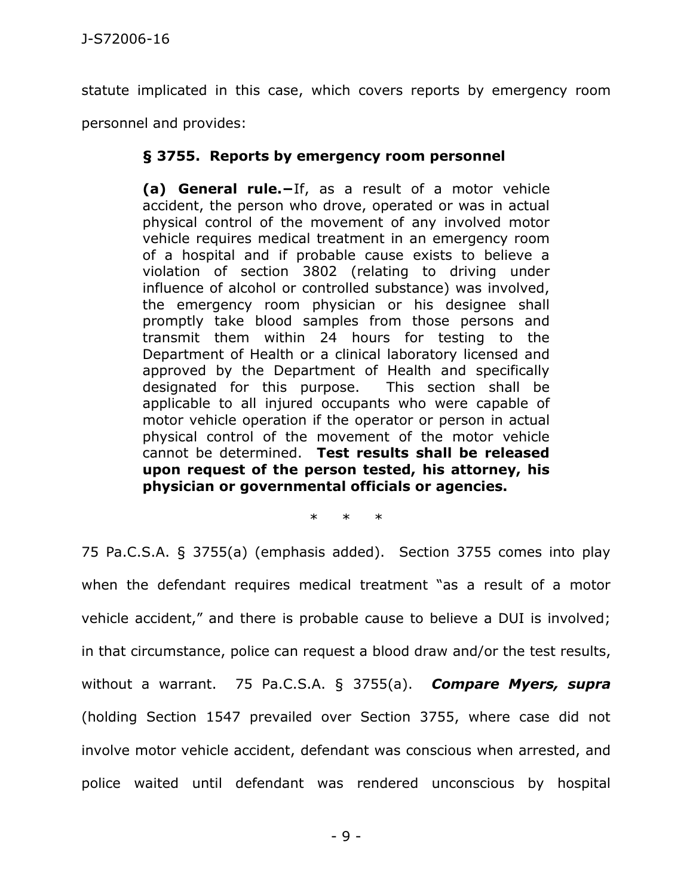statute implicated in this case, which covers reports by emergency room personnel and provides:

> **§ 3755. Reports by emergency room personnel**
>
> **(a) General rule.—**If, as a result of a motor vehicle accident, the person who drove, operated or was in actual physical control of the movement of any involved motor vehicle requires medical treatment in an emergency room of a hospital and if probable cause exists to believe a violation of section 3802 (relating to driving under influence of alcohol or controlled substance) was involved, the emergency room physician or his designee shall promptly take blood samples from those persons and transmit them within 24 hours for testing to the Department of Health or a clinical laboratory licensed and approved by the Department of Health and specifically designated for this purpose. This section shall be applicable to all injured occupants who were capable of motor vehicle operation if the operator or person in actual physical control of the movement of the motor vehicle cannot be determined. **Test results shall be released upon request of the person tested, his attorney, his physician or governmental officials or agencies.**
>
> \* \* \*

75 Pa.C.S.A. § 3755(a) (emphasis added). Section 3755 comes into play when the defendant requires medical treatment "as a result of a motor vehicle accident," and there is probable cause to believe a DUI is involved; in that circumstance, police can request a blood draw and/or the test results, without a warrant. 75 Pa.C.S.A. § 3755(a). ***Compare Myers, supra*** (holding Section 1547 prevailed over Section 3755, where case did not involve motor vehicle accident, defendant was conscious when arrested, and police waited until defendant was rendered unconscious by hospital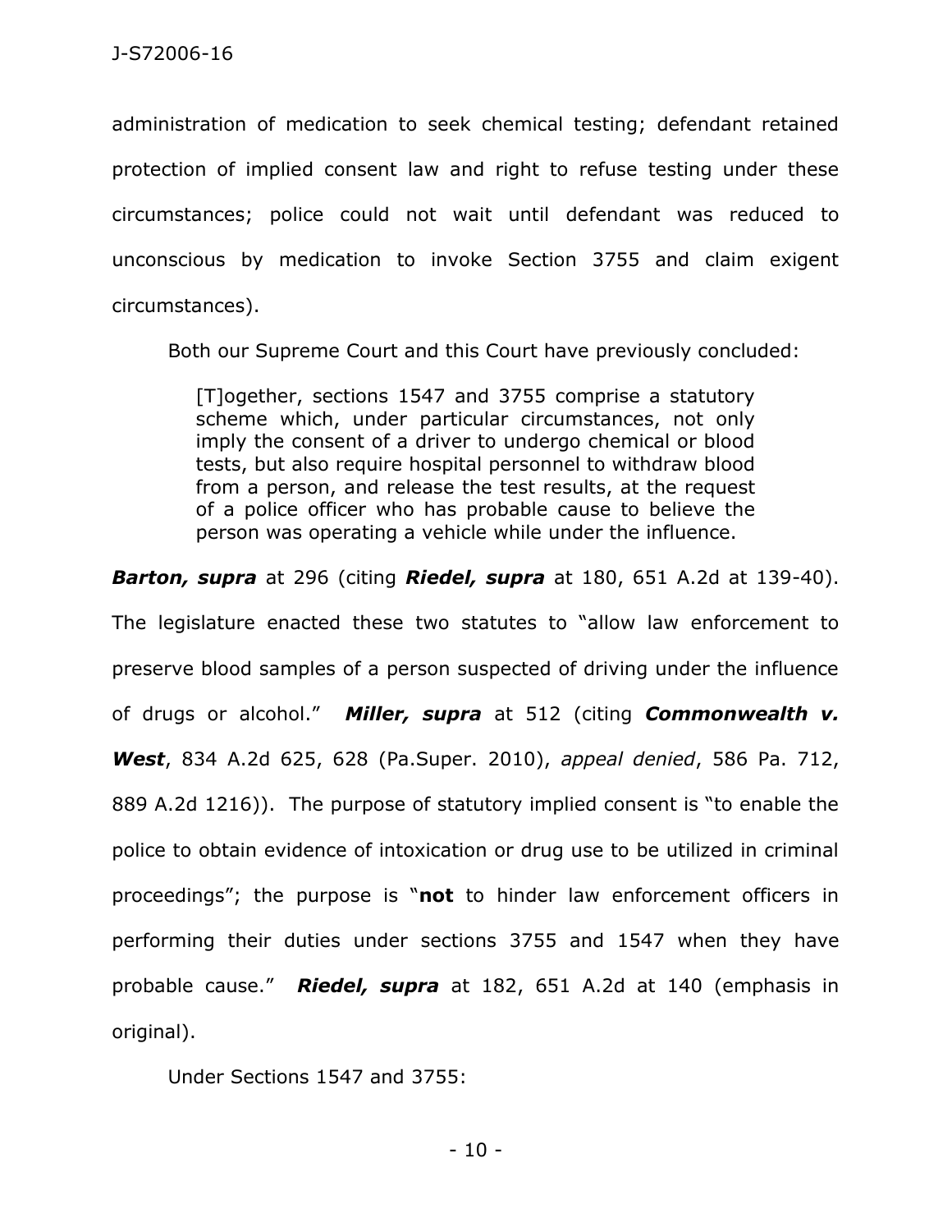administration of medication to seek chemical testing; defendant retained protection of implied consent law and right to refuse testing under these circumstances; police could not wait until defendant was reduced to unconscious by medication to invoke Section 3755 and claim exigent circumstances).

Both our Supreme Court and this Court have previously concluded:

> [T]ogether, sections 1547 and 3755 comprise a statutory scheme which, under particular circumstances, not only imply the consent of a driver to undergo chemical or blood tests, but also require hospital personnel to withdraw blood from a person, and release the test results, at the request of a police officer who has probable cause to believe the person was operating a vehicle while under the influence.

***Barton, supra*** at 296 (citing ***Riedel, supra*** at 180, 651 A.2d at 139-40). The legislature enacted these two statutes to "allow law enforcement to preserve blood samples of a person suspected of driving under the influence of drugs or alcohol." ***Miller, supra*** at 512 (citing ***Commonwealth v. West***, 834 A.2d 625, 628 (Pa.Super. 2010), *appeal denied*, 586 Pa. 712, 889 A.2d 1216)). The purpose of statutory implied consent is "to enable the police to obtain evidence of intoxication or drug use to be utilized in criminal proceedings"; the purpose is "**not** to hinder law enforcement officers in performing their duties under sections 3755 and 1547 when they have probable cause." ***Riedel, supra*** at 182, 651 A.2d at 140 (emphasis in original).

Under Sections 1547 and 3755: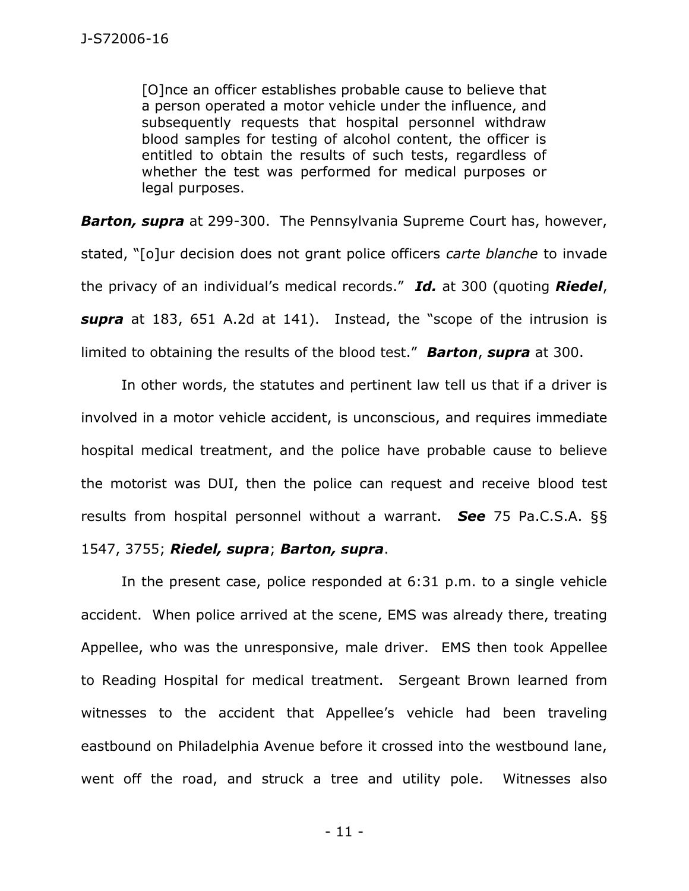> [O]nce an officer establishes probable cause to believe that a person operated a motor vehicle under the influence, and subsequently requests that hospital personnel withdraw blood samples for testing of alcohol content, the officer is entitled to obtain the results of such tests, regardless of whether the test was performed for medical purposes or legal purposes.

***Barton, supra*** at 299-300. The Pennsylvania Supreme Court has, however, stated, "[o]ur decision does not grant police officers *carte blanche* to invade the privacy of an individual's medical records." ***Id.*** at 300 (quoting ***Riedel***, ***supra*** at 183, 651 A.2d at 141). Instead, the "scope of the intrusion is limited to obtaining the results of the blood test." ***Barton***, ***supra*** at 300.

In other words, the statutes and pertinent law tell us that if a driver is involved in a motor vehicle accident, is unconscious, and requires immediate hospital medical treatment, and the police have probable cause to believe the motorist was DUI, then the police can request and receive blood test results from hospital personnel without a warrant. ***See*** 75 Pa.C.S.A. §§ 1547, 3755; ***Riedel, supra***; ***Barton, supra***.

In the present case, police responded at 6:31 p.m. to a single vehicle accident. When police arrived at the scene, EMS was already there, treating Appellee, who was the unresponsive, male driver. EMS then took Appellee to Reading Hospital for medical treatment. Sergeant Brown learned from witnesses to the accident that Appellee's vehicle had been traveling eastbound on Philadelphia Avenue before it crossed into the westbound lane, went off the road, and struck a tree and utility pole. Witnesses also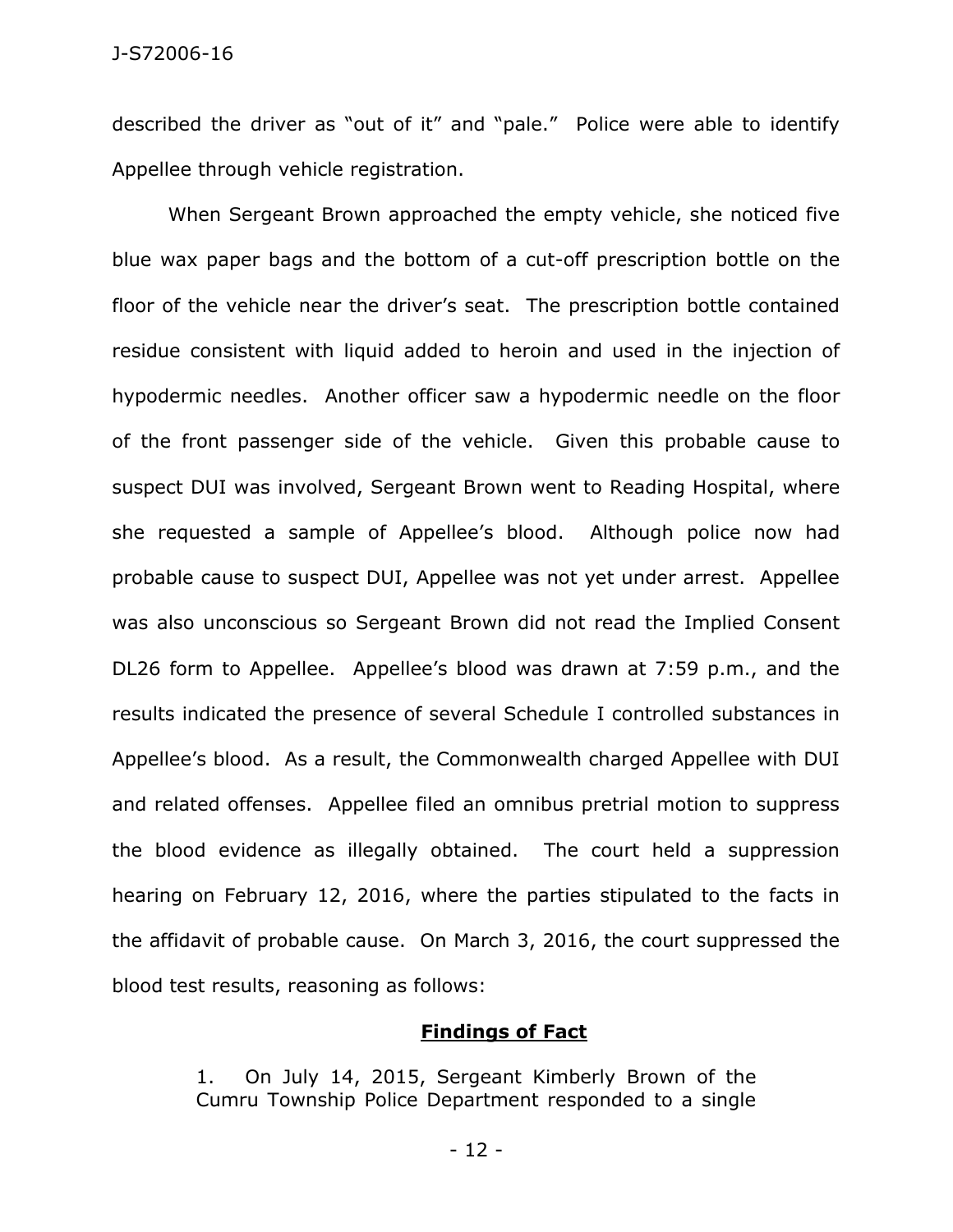described the driver as "out of it" and "pale." Police were able to identify Appellee through vehicle registration.

When Sergeant Brown approached the empty vehicle, she noticed five blue wax paper bags and the bottom of a cut-off prescription bottle on the floor of the vehicle near the driver's seat. The prescription bottle contained residue consistent with liquid added to heroin and used in the injection of hypodermic needles. Another officer saw a hypodermic needle on the floor of the front passenger side of the vehicle. Given this probable cause to suspect DUI was involved, Sergeant Brown went to Reading Hospital, where she requested a sample of Appellee's blood. Although police now had probable cause to suspect DUI, Appellee was not yet under arrest. Appellee was also unconscious so Sergeant Brown did not read the Implied Consent DL26 form to Appellee. Appellee's blood was drawn at 7:59 p.m., and the results indicated the presence of several Schedule I controlled substances in Appellee's blood. As a result, the Commonwealth charged Appellee with DUI and related offenses. Appellee filed an omnibus pretrial motion to suppress the blood evidence as illegally obtained. The court held a suppression hearing on February 12, 2016, where the parties stipulated to the facts in the affidavit of probable cause. On March 3, 2016, the court suppressed the blood test results, reasoning as follows:

> **Findings of Fact**
>
> 1. On July 14, 2015, Sergeant Kimberly Brown of the Cumru Township Police Department responded to a single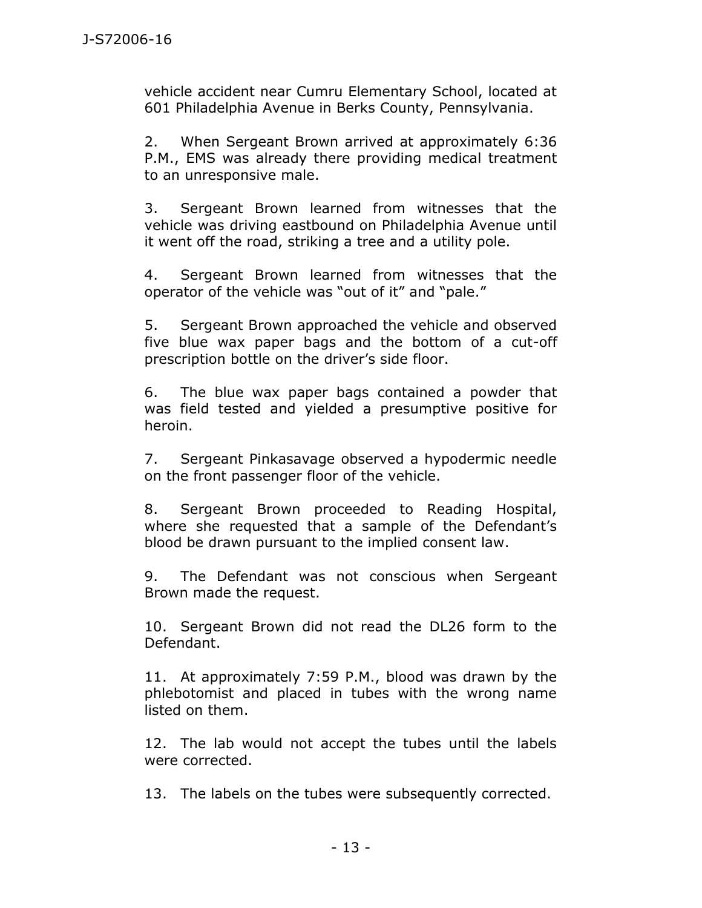vehicle accident near Cumru Elementary School, located at 601 Philadelphia Avenue in Berks County, Pennsylvania.

2. When Sergeant Brown arrived at approximately 6:36 P.M., EMS was already there providing medical treatment to an unresponsive male.

3. Sergeant Brown learned from witnesses that the vehicle was driving eastbound on Philadelphia Avenue until it went off the road, striking a tree and a utility pole.

4. Sergeant Brown learned from witnesses that the operator of the vehicle was "out of it" and "pale."

5. Sergeant Brown approached the vehicle and observed five blue wax paper bags and the bottom of a cut-off prescription bottle on the driver's side floor.

6. The blue wax paper bags contained a powder that was field tested and yielded a presumptive positive for heroin.

7. Sergeant Pinkasavage observed a hypodermic needle on the front passenger floor of the vehicle.

8. Sergeant Brown proceeded to Reading Hospital, where she requested that a sample of the Defendant's blood be drawn pursuant to the implied consent law.

9. The Defendant was not conscious when Sergeant Brown made the request.

10. Sergeant Brown did not read the DL26 form to the Defendant.

11. At approximately 7:59 P.M., blood was drawn by the phlebotomist and placed in tubes with the wrong name listed on them.

12. The lab would not accept the tubes until the labels were corrected.

13. The labels on the tubes were subsequently corrected.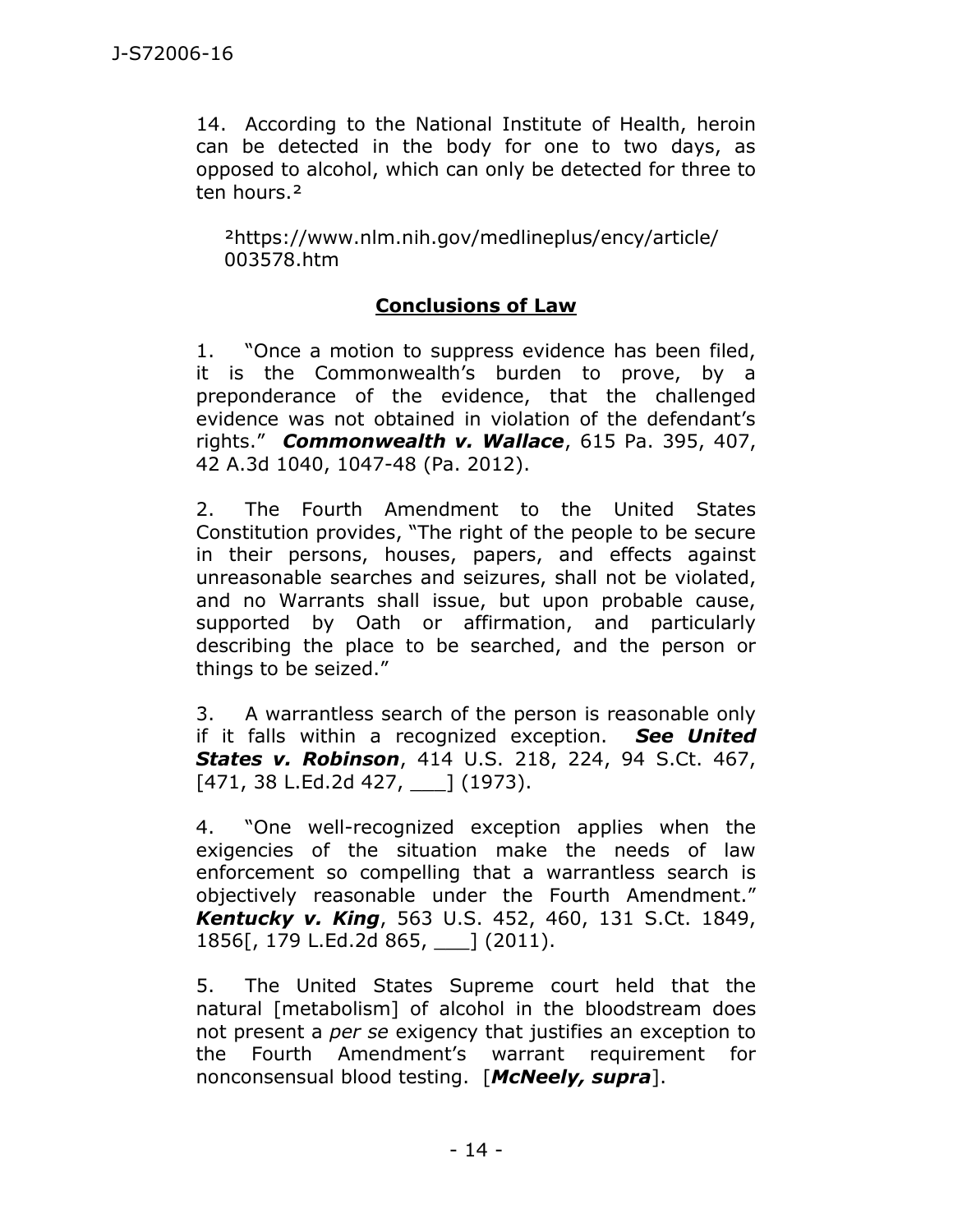14. According to the National Institute of Health, heroin can be detected in the body for one to two days, as opposed to alcohol, which can only be detected for three to ten hours.[2]

[2]https://www.nlm.nih.gov/medlineplus/ency/article/003578.htm

## **Conclusions of Law**

1. "Once a motion to suppress evidence has been filed, it is the Commonwealth's burden to prove, by a preponderance of the evidence, that the challenged evidence was not obtained in violation of the defendant's rights." ***Commonwealth v. Wallace***, 615 Pa. 395, 407, 42 A.3d 1040, 1047-48 (Pa. 2012).

2. The Fourth Amendment to the United States Constitution provides, "The right of the people to be secure in their persons, houses, papers, and effects against unreasonable searches and seizures, shall not be violated, and no Warrants shall issue, but upon probable cause, supported by Oath or affirmation, and particularly describing the place to be searched, and the person or things to be seized."

3. A warrantless search of the person is reasonable only if it falls within a recognized exception. ***See United States v. Robinson***, 414 U.S. 218, 224, 94 S.Ct. 467, [471, 38 L.Ed.2d 427, ___] (1973).

4. "One well-recognized exception applies when the exigencies of the situation make the needs of law enforcement so compelling that a warrantless search is objectively reasonable under the Fourth Amendment." ***Kentucky v. King***, 563 U.S. 452, 460, 131 S.Ct. 1849, 1856[, 179 L.Ed.2d 865, ___] (2011).

5. The United States Supreme court held that the natural [metabolism] of alcohol in the bloodstream does not present a *per se* exigency that justifies an exception to the Fourth Amendment's warrant requirement for nonconsensual blood testing. [***McNeely, supra***].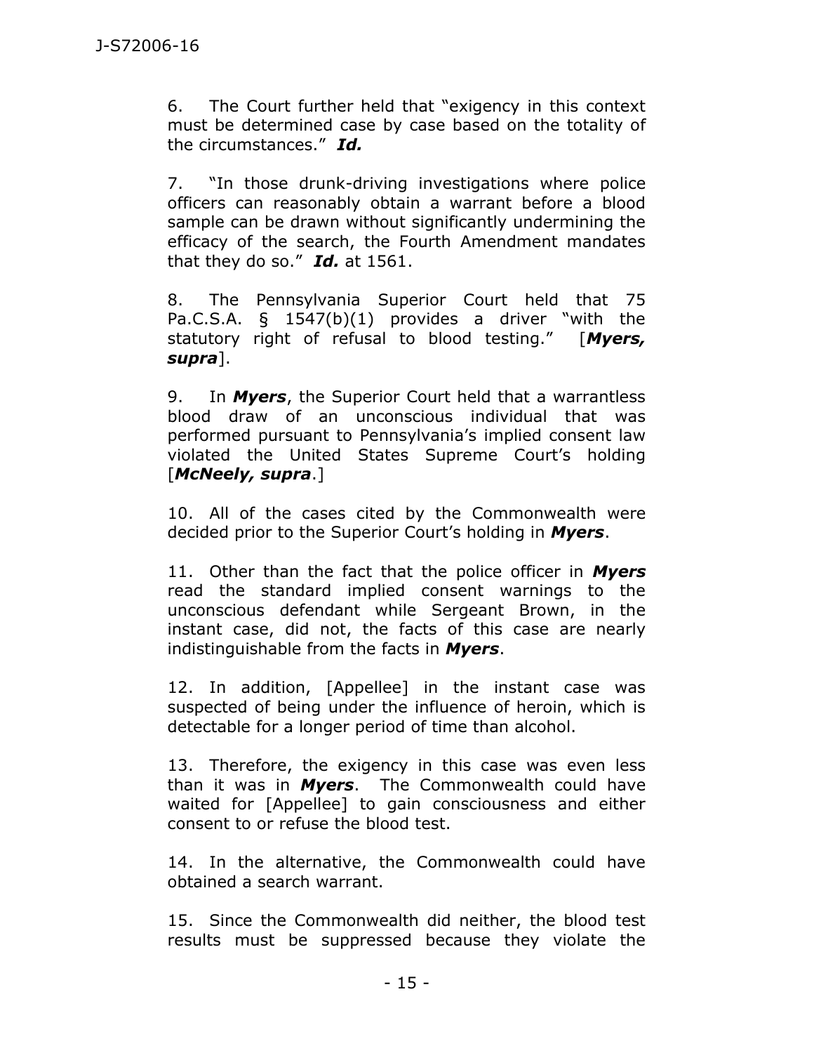6. The Court further held that "exigency in this context must be determined case by case based on the totality of the circumstances." ***Id.***

7. "In those drunk-driving investigations where police officers can reasonably obtain a warrant before a blood sample can be drawn without significantly undermining the efficacy of the search, the Fourth Amendment mandates that they do so." ***Id.*** at 1561.

8. The Pennsylvania Superior Court held that 75 Pa.C.S.A. § 1547(b)(1) provides a driver "with the statutory right of refusal to blood testing." [***Myers, supra***].

9. In ***Myers***, the Superior Court held that a warrantless blood draw of an unconscious individual that was performed pursuant to Pennsylvania's implied consent law violated the United States Supreme Court's holding [***McNeely, supra***.]

10. All of the cases cited by the Commonwealth were decided prior to the Superior Court's holding in ***Myers***.

11. Other than the fact that the police officer in ***Myers*** read the standard implied consent warnings to the unconscious defendant while Sergeant Brown, in the instant case, did not, the facts of this case are nearly indistinguishable from the facts in ***Myers***.

12. In addition, [Appellee] in the instant case was suspected of being under the influence of heroin, which is detectable for a longer period of time than alcohol.

13. Therefore, the exigency in this case was even less than it was in ***Myers***. The Commonwealth could have waited for [Appellee] to gain consciousness and either consent to or refuse the blood test.

14. In the alternative, the Commonwealth could have obtained a search warrant.

15. Since the Commonwealth did neither, the blood test results must be suppressed because they violate the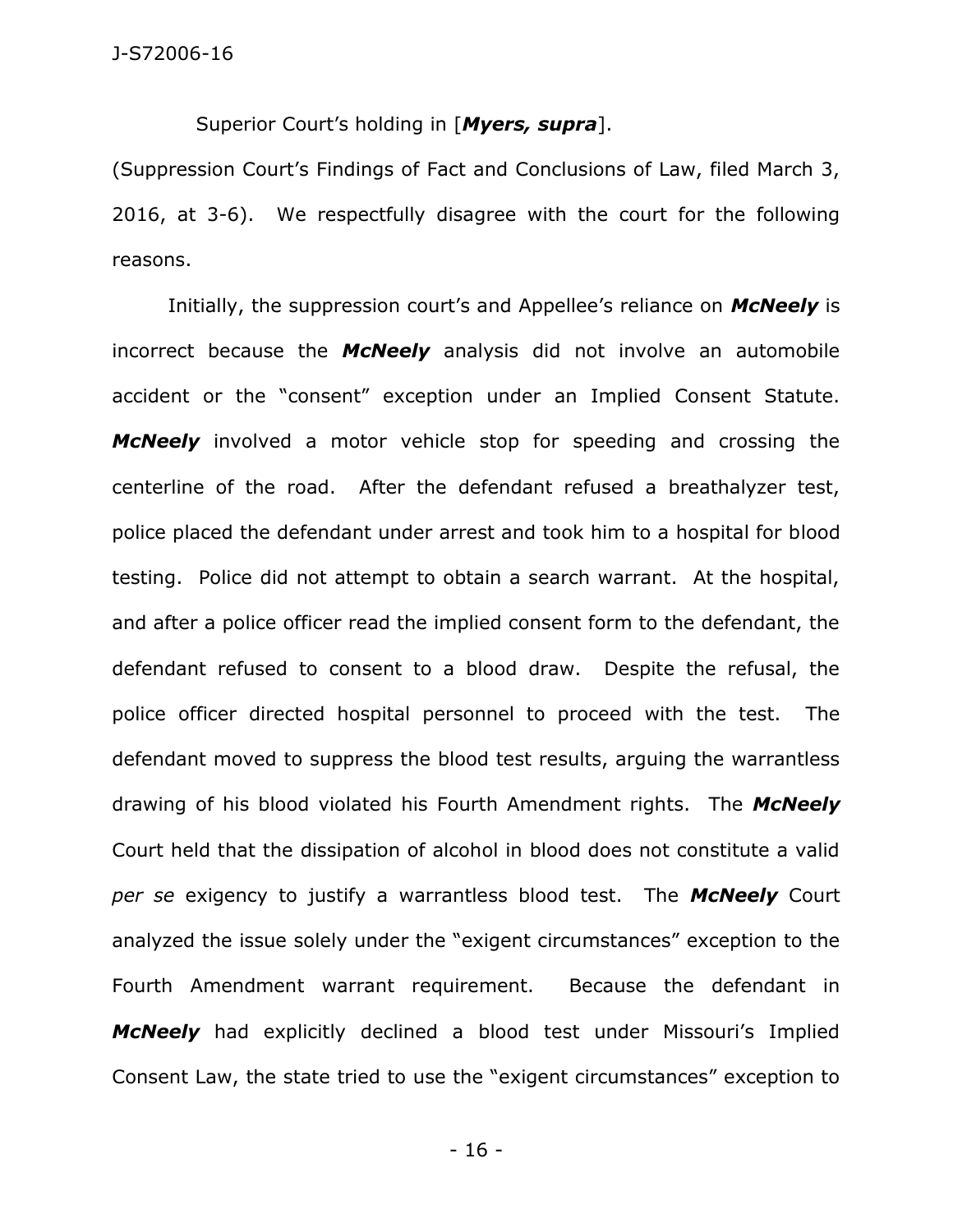Superior Court's holding in [***Myers, supra***].

(Suppression Court's Findings of Fact and Conclusions of Law, filed March 3, 2016, at 3-6). We respectfully disagree with the court for the following reasons.

Initially, the suppression court's and Appellee's reliance on ***McNeely*** is incorrect because the ***McNeely*** analysis did not involve an automobile accident or the "consent" exception under an Implied Consent Statute. ***McNeely*** involved a motor vehicle stop for speeding and crossing the centerline of the road. After the defendant refused a breathalyzer test, police placed the defendant under arrest and took him to a hospital for blood testing. Police did not attempt to obtain a search warrant. At the hospital, and after a police officer read the implied consent form to the defendant, the defendant refused to consent to a blood draw. Despite the refusal, the police officer directed hospital personnel to proceed with the test. The defendant moved to suppress the blood test results, arguing the warrantless drawing of his blood violated his Fourth Amendment rights. The ***McNeely*** Court held that the dissipation of alcohol in blood does not constitute a valid *per se* exigency to justify a warrantless blood test. The ***McNeely*** Court analyzed the issue solely under the "exigent circumstances" exception to the Fourth Amendment warrant requirement. Because the defendant in ***McNeely*** had explicitly declined a blood test under Missouri's Implied Consent Law, the state tried to use the "exigent circumstances" exception to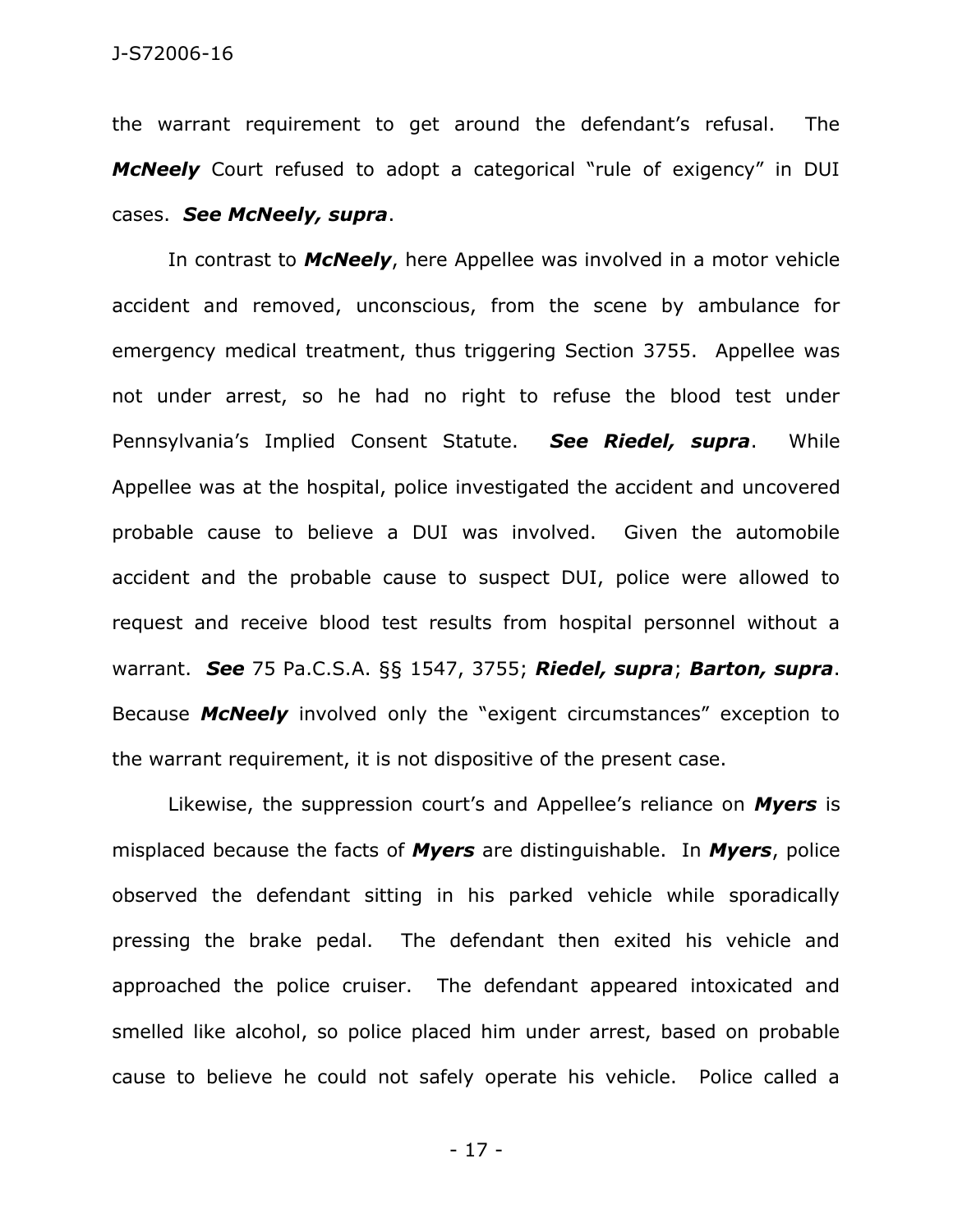the warrant requirement to get around the defendant's refusal. The ***McNeely*** Court refused to adopt a categorical "rule of exigency" in DUI cases. ***See McNeely, supra***.

In contrast to ***McNeely***, here Appellee was involved in a motor vehicle accident and removed, unconscious, from the scene by ambulance for emergency medical treatment, thus triggering Section 3755. Appellee was not under arrest, so he had no right to refuse the blood test under Pennsylvania's Implied Consent Statute. ***See Riedel, supra***. While Appellee was at the hospital, police investigated the accident and uncovered probable cause to believe a DUI was involved. Given the automobile accident and the probable cause to suspect DUI, police were allowed to request and receive blood test results from hospital personnel without a warrant. ***See*** 75 Pa.C.S.A. §§ 1547, 3755; ***Riedel, supra***; ***Barton, supra***. Because ***McNeely*** involved only the "exigent circumstances" exception to the warrant requirement, it is not dispositive of the present case.

Likewise, the suppression court's and Appellee's reliance on ***Myers*** is misplaced because the facts of ***Myers*** are distinguishable. In ***Myers***, police observed the defendant sitting in his parked vehicle while sporadically pressing the brake pedal. The defendant then exited his vehicle and approached the police cruiser. The defendant appeared intoxicated and smelled like alcohol, so police placed him under arrest, based on probable cause to believe he could not safely operate his vehicle. Police called a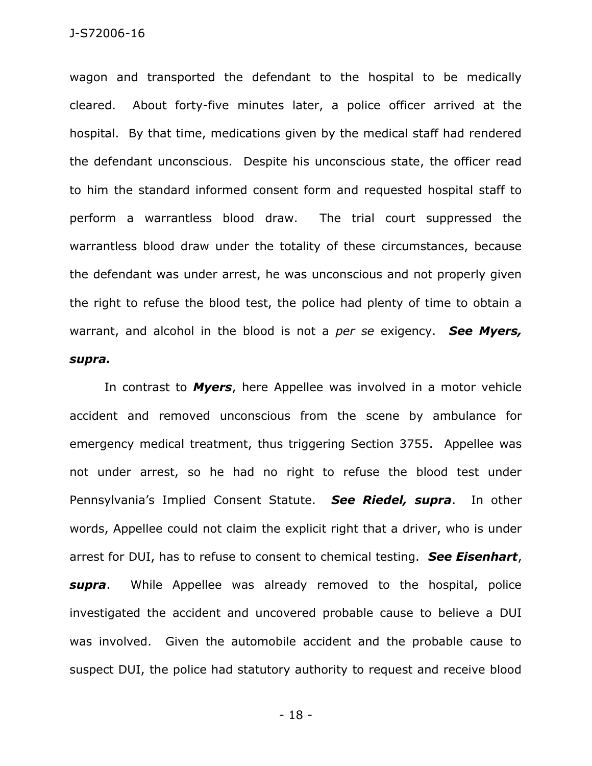wagon and transported the defendant to the hospital to be medically cleared. About forty-five minutes later, a police officer arrived at the hospital. By that time, medications given by the medical staff had rendered the defendant unconscious. Despite his unconscious state, the officer read to him the standard informed consent form and requested hospital staff to perform a warrantless blood draw. The trial court suppressed the warrantless blood draw under the totality of these circumstances, because the defendant was under arrest, he was unconscious and not properly given the right to refuse the blood test, the police had plenty of time to obtain a warrant, and alcohol in the blood is not a *per se* exigency. ***See Myers, supra.***

In contrast to ***Myers***, here Appellee was involved in a motor vehicle accident and removed unconscious from the scene by ambulance for emergency medical treatment, thus triggering Section 3755. Appellee was not under arrest, so he had no right to refuse the blood test under Pennsylvania's Implied Consent Statute. ***See Riedel, supra***. In other words, Appellee could not claim the explicit right that a driver, who is under arrest for DUI, has to refuse to consent to chemical testing. ***See Eisenhart***, ***supra***. While Appellee was already removed to the hospital, police investigated the accident and uncovered probable cause to believe a DUI was involved. Given the automobile accident and the probable cause to suspect DUI, the police had statutory authority to request and receive blood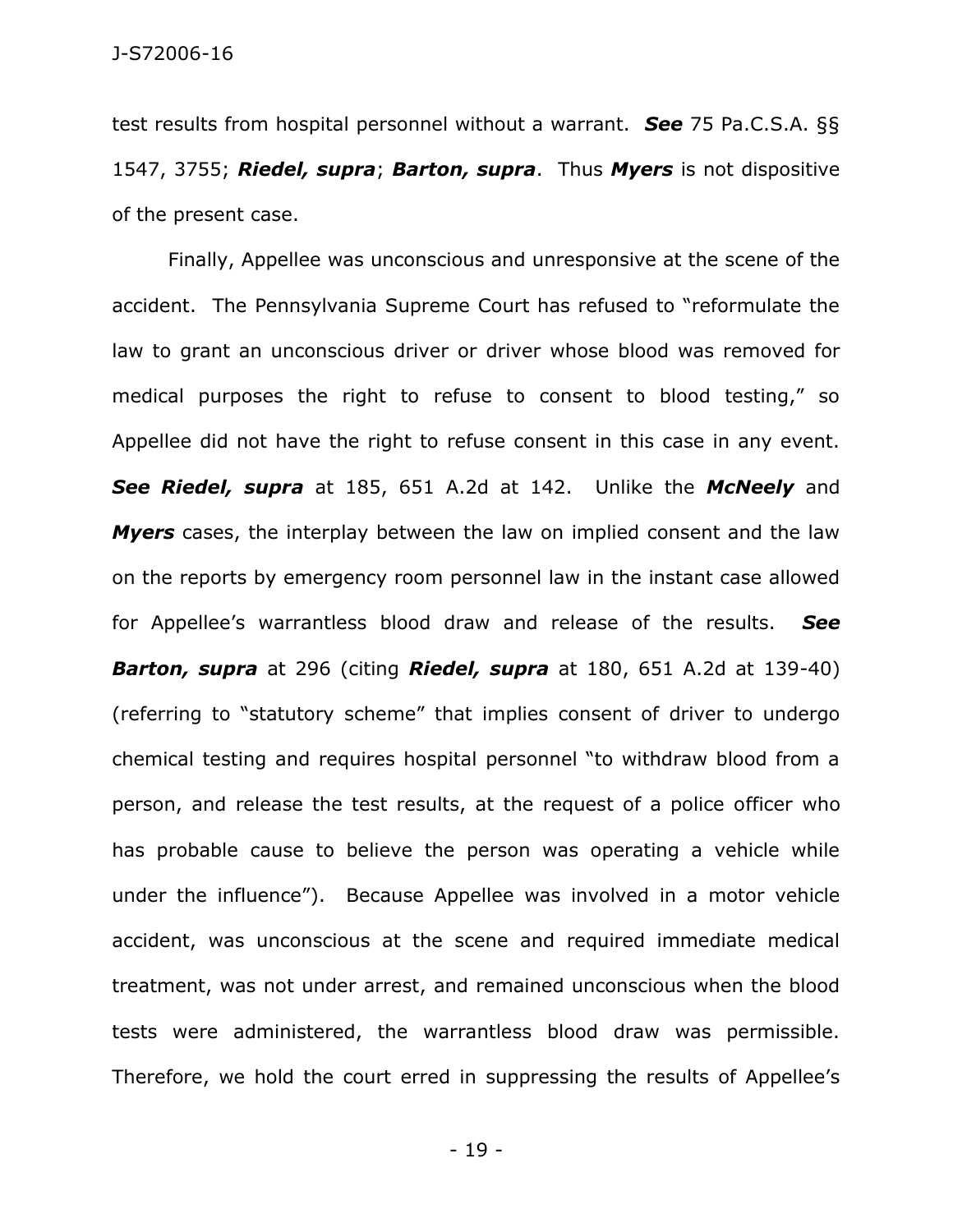test results from hospital personnel without a warrant. ***See*** 75 Pa.C.S.A. §§ 1547, 3755; ***Riedel, supra***; ***Barton, supra***. Thus ***Myers*** is not dispositive of the present case.

Finally, Appellee was unconscious and unresponsive at the scene of the accident. The Pennsylvania Supreme Court has refused to "reformulate the law to grant an unconscious driver or driver whose blood was removed for medical purposes the right to refuse to consent to blood testing," so Appellee did not have the right to refuse consent in this case in any event. ***See Riedel, supra*** at 185, 651 A.2d at 142. Unlike the ***McNeely*** and ***Myers*** cases, the interplay between the law on implied consent and the law on the reports by emergency room personnel law in the instant case allowed for Appellee's warrantless blood draw and release of the results. ***See Barton, supra*** at 296 (citing ***Riedel, supra*** at 180, 651 A.2d at 139-40) (referring to "statutory scheme" that implies consent of driver to undergo chemical testing and requires hospital personnel "to withdraw blood from a person, and release the test results, at the request of a police officer who has probable cause to believe the person was operating a vehicle while under the influence"). Because Appellee was involved in a motor vehicle accident, was unconscious at the scene and required immediate medical treatment, was not under arrest, and remained unconscious when the blood tests were administered, the warrantless blood draw was permissible. Therefore, we hold the court erred in suppressing the results of Appellee's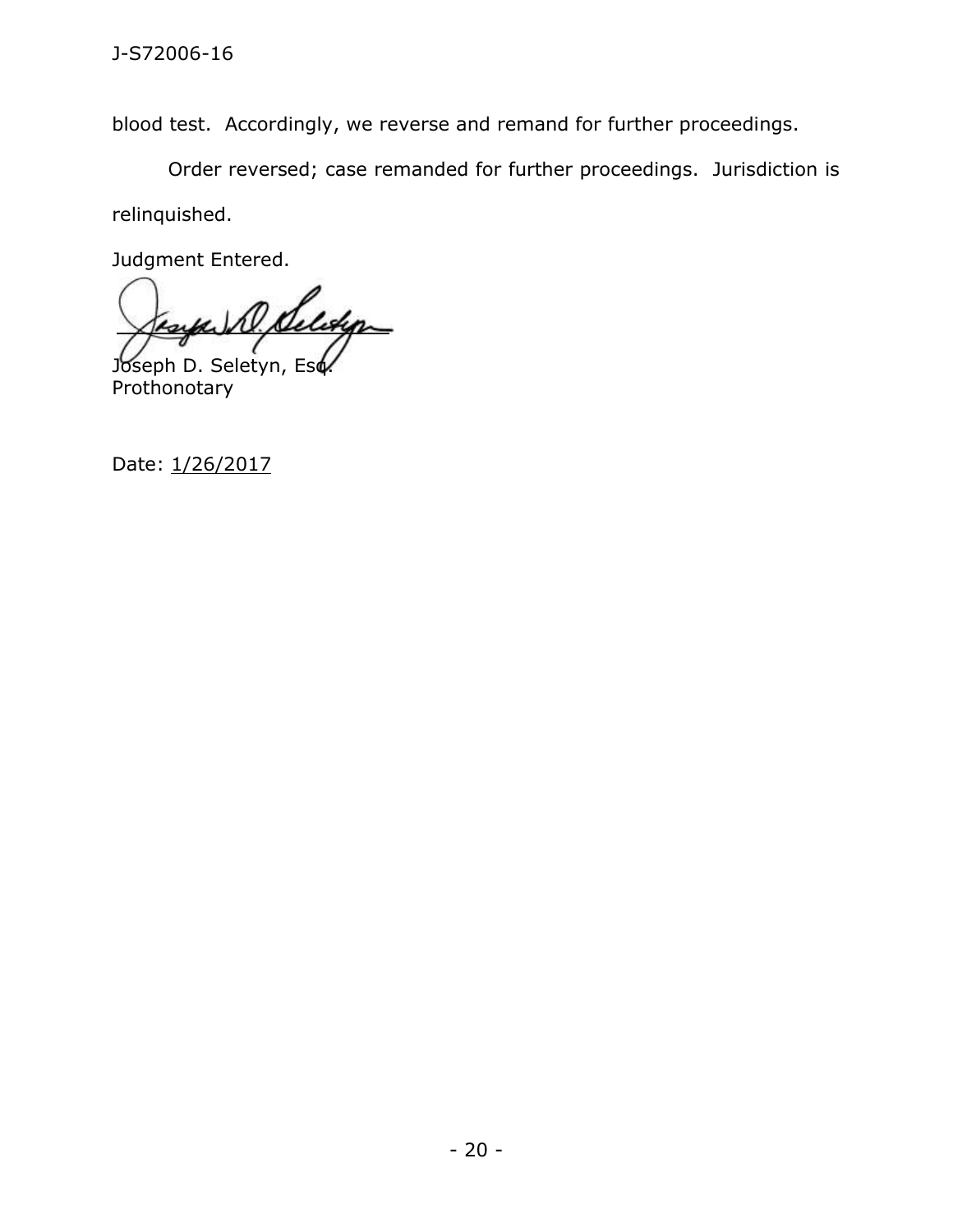blood test. Accordingly, we reverse and remand for further proceedings.

Order reversed; case remanded for further proceedings. Jurisdiction is relinquished.

Judgment Entered.

Joseph D. Seletyn, Esq.
Prothonotary

Date: 1/26/2017